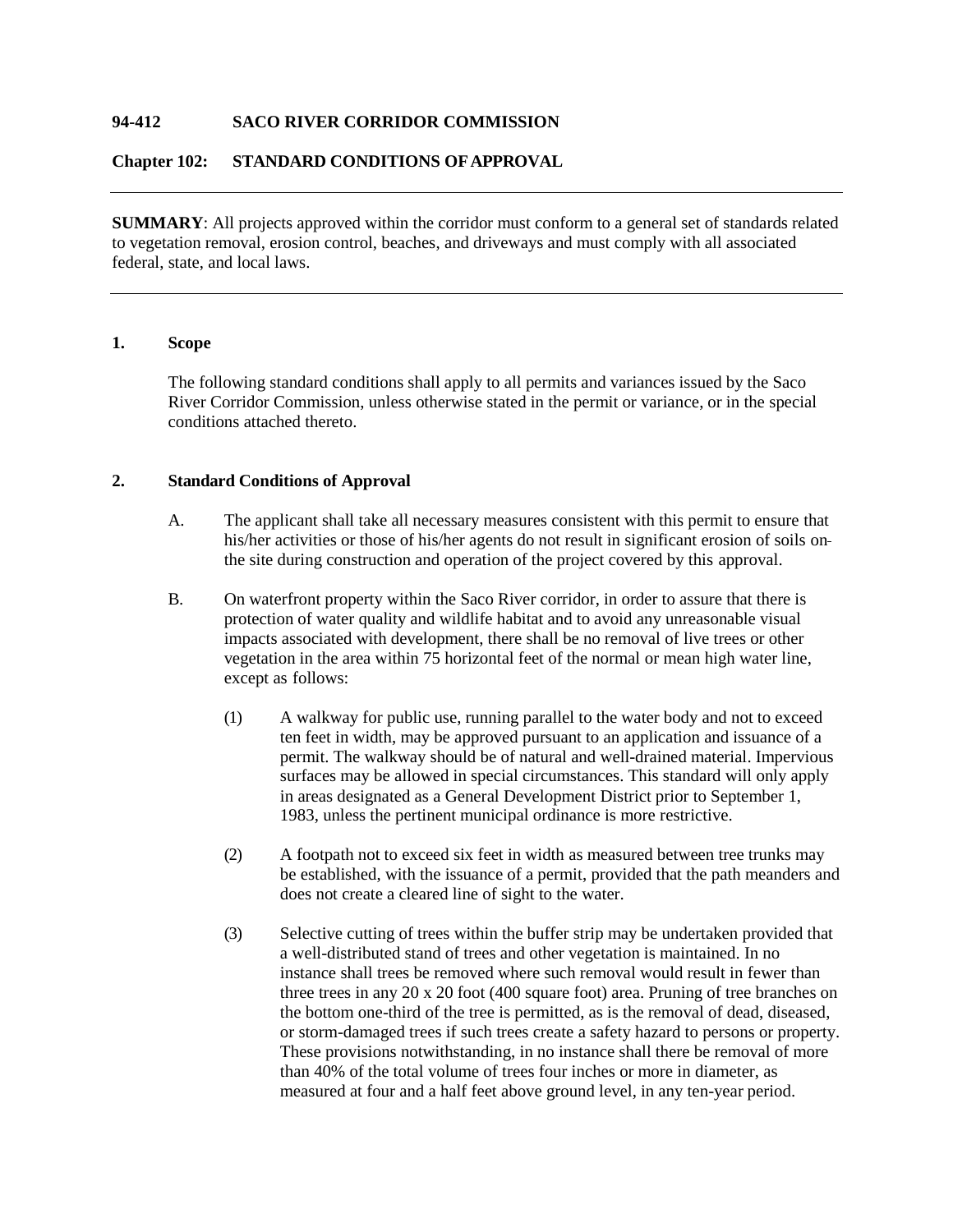**94-412 SACO RIVER CORRIDOR COMMISSION**

**Chapter 102: STANDARD CONDITIONS OF APPROVAL**

---

**SUMMARY**: All projects approved within the corridor must conform to a general set of standards related to vegetation removal, erosion control, beaches, and driveways and must comply with all associated federal, state, and local laws.

---

## 1. Scope

The following standard conditions shall apply to all permits and variances issued by the Saco River Corridor Commission, unless otherwise stated in the permit or variance, or in the special conditions attached thereto.

## 2. Standard Conditions of Approval

A. The applicant shall take all necessary measures consistent with this permit to ensure that his/her activities or those of his/her agents do not result in significant erosion of soils on the site during construction and operation of the project covered by this approval.

B. On waterfront property within the Saco River corridor, in order to assure that there is protection of water quality and wildlife habitat and to avoid any unreasonable visual impacts associated with development, there shall be no removal of live trees or other vegetation in the area within 75 horizontal feet of the normal or mean high water line, except as follows:

(1) A walkway for public use, running parallel to the water body and not to exceed ten feet in width, may be approved pursuant to an application and issuance of a permit. The walkway should be of natural and well-drained material. Impervious surfaces may be allowed in special circumstances. This standard will only apply in areas designated as a General Development District prior to September 1, 1983, unless the pertinent municipal ordinance is more restrictive.

(2) A footpath not to exceed six feet in width as measured between tree trunks may be established, with the issuance of a permit, provided that the path meanders and does not create a cleared line of sight to the water.

(3) Selective cutting of trees within the buffer strip may be undertaken provided that a well-distributed stand of trees and other vegetation is maintained. In no instance shall trees be removed where such removal would result in fewer than three trees in any 20 x 20 foot (400 square foot) area. Pruning of tree branches on the bottom one-third of the tree is permitted, as is the removal of dead, diseased, or storm-damaged trees if such trees create a safety hazard to persons or property. These provisions notwithstanding, in no instance shall there be removal of more than 40% of the total volume of trees four inches or more in diameter, as measured at four and a half feet above ground level, in any ten-year period.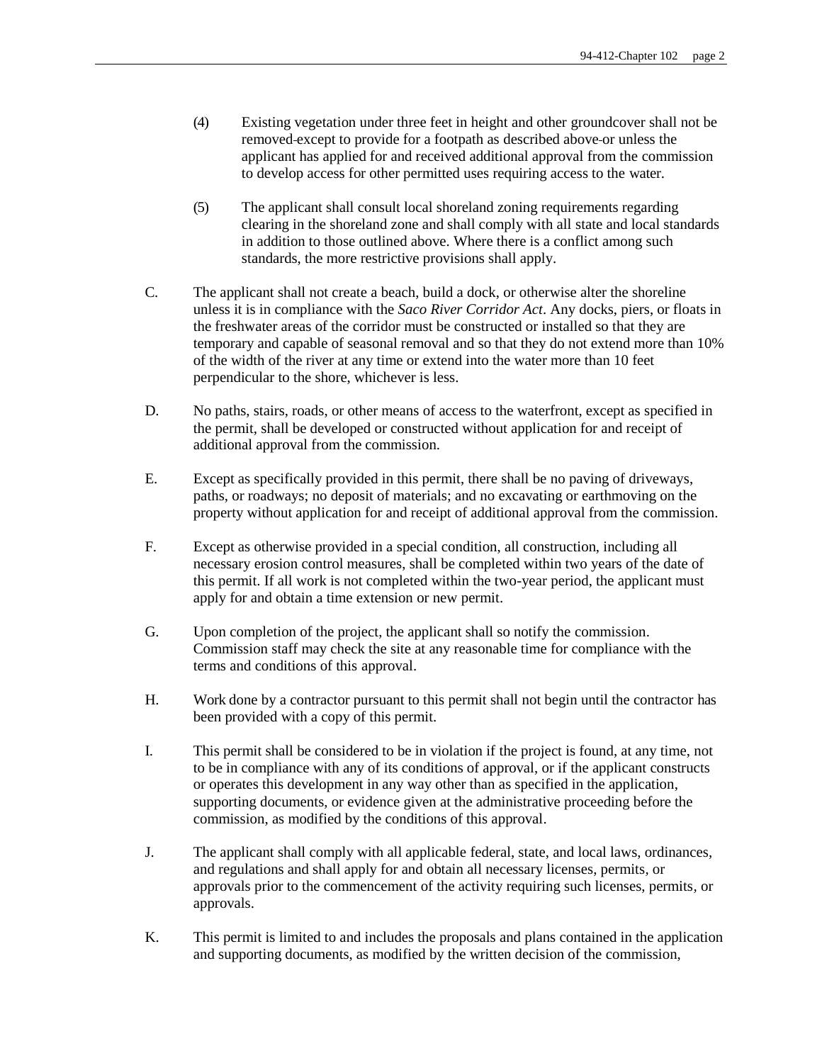(4) Existing vegetation under three feet in height and other groundcover shall not be removed except to provide for a footpath as described above or unless the applicant has applied for and received additional approval from the commission to develop access for other permitted uses requiring access to the water.

(5) The applicant shall consult local shoreland zoning requirements regarding clearing in the shoreland zone and shall comply with all state and local standards in addition to those outlined above. Where there is a conflict among such standards, the more restrictive provisions shall apply.

C. The applicant shall not create a beach, build a dock, or otherwise alter the shoreline unless it is in compliance with the *Saco River Corridor Act*. Any docks, piers, or floats in the freshwater areas of the corridor must be constructed or installed so that they are temporary and capable of seasonal removal and so that they do not extend more than 10% of the width of the river at any time or extend into the water more than 10 feet perpendicular to the shore, whichever is less.

D. No paths, stairs, roads, or other means of access to the waterfront, except as specified in the permit, shall be developed or constructed without application for and receipt of additional approval from the commission.

E. Except as specifically provided in this permit, there shall be no paving of driveways, paths, or roadways; no deposit of materials; and no excavating or earthmoving on the property without application for and receipt of additional approval from the commission.

F. Except as otherwise provided in a special condition, all construction, including all necessary erosion control measures, shall be completed within two years of the date of this permit. If all work is not completed within the two-year period, the applicant must apply for and obtain a time extension or new permit.

G. Upon completion of the project, the applicant shall so notify the commission. Commission staff may check the site at any reasonable time for compliance with the terms and conditions of this approval.

H. Work done by a contractor pursuant to this permit shall not begin until the contractor has been provided with a copy of this permit.

I. This permit shall be considered to be in violation if the project is found, at any time, not to be in compliance with any of its conditions of approval, or if the applicant constructs or operates this development in any way other than as specified in the application, supporting documents, or evidence given at the administrative proceeding before the commission, as modified by the conditions of this approval.

J. The applicant shall comply with all applicable federal, state, and local laws, ordinances, and regulations and shall apply for and obtain all necessary licenses, permits, or approvals prior to the commencement of the activity requiring such licenses, permits, or approvals.

K. This permit is limited to and includes the proposals and plans contained in the application and supporting documents, as modified by the written decision of the commission,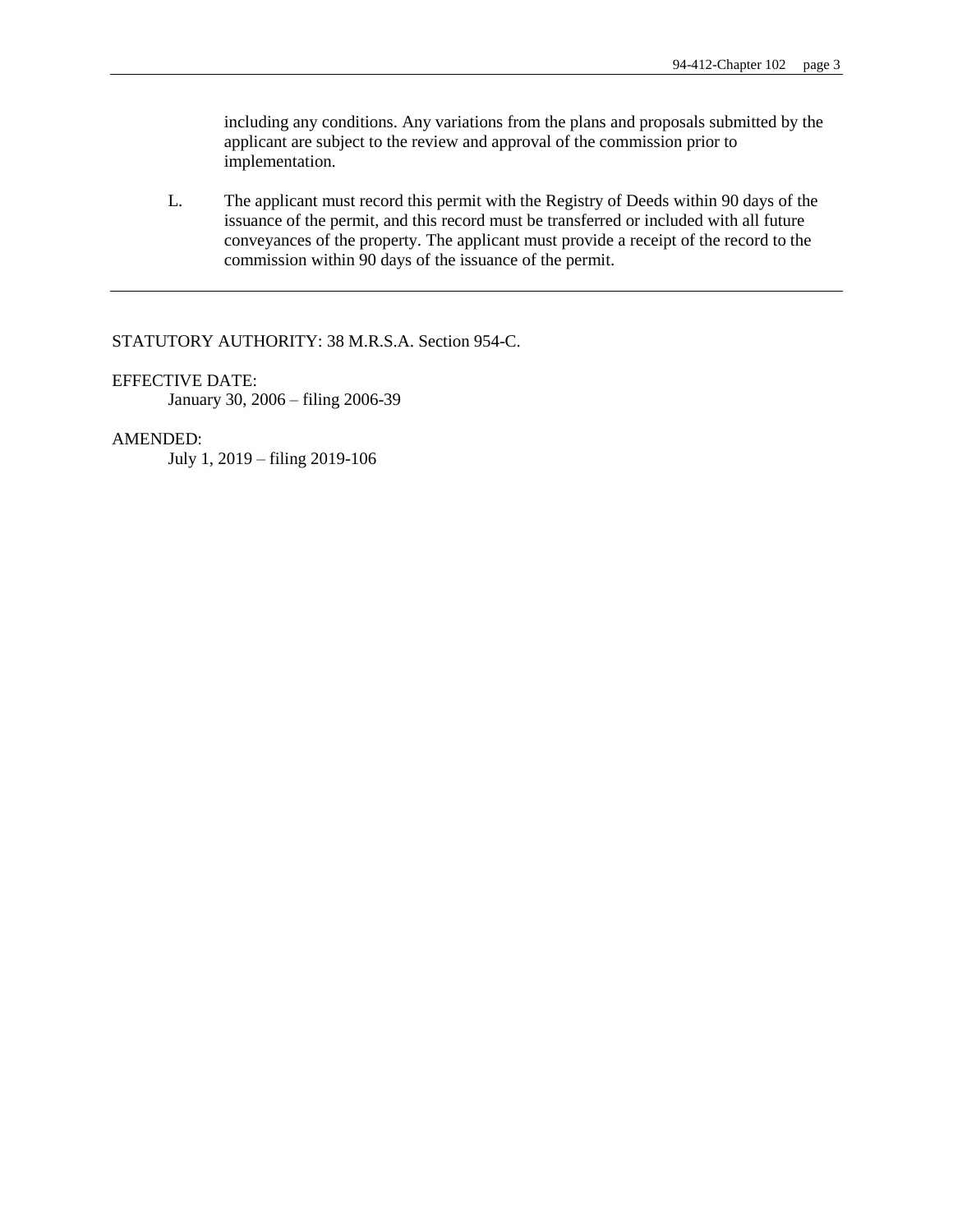including any conditions. Any variations from the plans and proposals submitted by the applicant are subject to the review and approval of the commission prior to implementation.

L. The applicant must record this permit with the Registry of Deeds within 90 days of the issuance of the permit, and this record must be transferred or included with all future conveyances of the property. The applicant must provide a receipt of the record to the commission within 90 days of the issuance of the permit.

---

STATUTORY AUTHORITY: 38 M.R.S.A. Section 954-C.

EFFECTIVE DATE:
January 30, 2006 – filing 2006-39

AMENDED:
July 1, 2019 – filing 2019-106